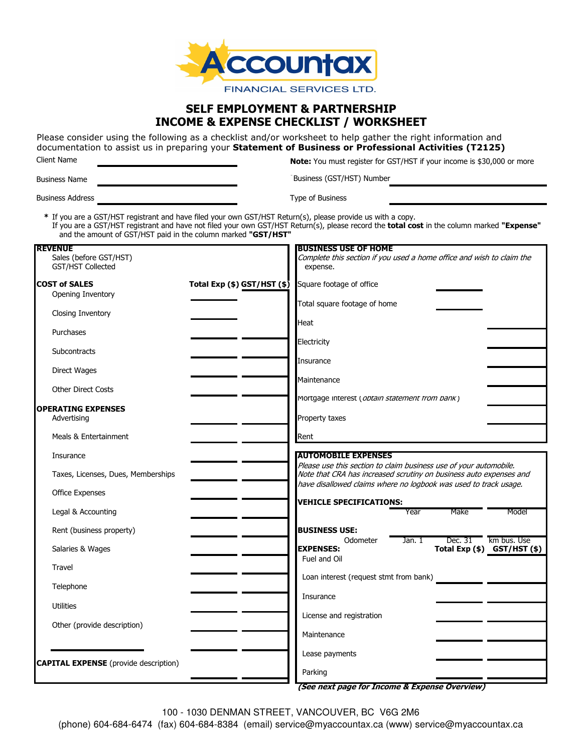Accountax FINANCIAL SERVICES LTD.

# SELF EMPLOYMENT & PARTNERSHIP INCOME & EXPENSE CHECKLIST / WORKSHEET

Please consider using the following as a checklist and/or worksheet to help gather the right information and documentation to assist us in preparing your **Statement of Business or Professional Activities (T2125)**

Client Name ______________________

**Note:** You must register for GST/HST if your income is $30,000 or more

Business Name ______________________

Business (GST/HST) Number ______________________

Business Address ______________________

Type of Business ______________________

\* If you are a GST/HST registrant and have filed your own GST/HST Return(s), please provide us with a copy.
If you are a GST/HST registrant and have not filed your own GST/HST Return(s), please record the **total cost** in the column marked **"Expense"** and the amount of GST/HST paid in the column marked **"GST/HST"**

| **REVENUE** | | |
|---|---|---|
| Sales (before GST/HST) | | |
| GST/HST Collected | | |
| **COST of SALES** | **Total Exp ($)** | **GST/HST ($)** |
| Opening Inventory | | |
| Closing Inventory | | |
| Purchases | | |
| Subcontracts | | |
| Direct Wages | | |
| Other Direct Costs | | |
| **OPERATING EXPENSES** | | |
| Advertising | | |
| Meals & Entertainment | | |
| Insurance | | |
| Taxes, Licenses, Dues, Memberships | | |
| Office Expenses | | |
| Legal & Accounting | | |
| Rent (business property) | | |
| Salaries & Wages | | |
| Travel | | |
| Telephone | | |
| Utilities | | |
| Other (provide description) | | |
| ______________________ | | |
| **CAPITAL EXPENSE** (provide description) | | |

**BUSINESS USE OF HOME**

*Complete this section if you used a home office and wish to claim the expense.*

| | | |
|---|---|---|
| Square footage of office | | |
| Total square footage of home | | |
| Heat | | |
| Electricity | | |
| Insurance | | |
| Maintenance | | |
| Mortgage interest (*obtain statement from bank*) | | |
| Property taxes | | |
| Rent | | |

**AUTOMOBILE EXPENSES**

*Please use this section to claim business use of your automobile. Note that CRA has increased scrutiny on business auto expenses and have disallowed claims where no logbook was used to track usage.*

**VEHICLE SPECIFICATIONS:**

| Year | Make | Model |
|---|---|---|
| | | |

**BUSINESS USE:**

| Odometer | Jan. 1 | Dec. 31 | km bus. Use |
|---|---|---|---|
| | | | |

| **EXPENSES:** | **Total Exp ($)** | **GST/HST ($)** |
|---|---|---|
| Fuel and Oil | | |
| Loan interest (request stmt from bank) | | |
| Insurance | | |
| License and registration | | |
| Maintenance | | |
| Lease payments | | |
| Parking | | |

***(See next page for Income & Expense Overview)***

100 - 1030 DENMAN STREET, VANCOUVER, BC V6G 2M6
(phone) 604-684-6474 (fax) 604-684-8384 (email) service@myaccountax.ca (www) service@myaccountax.ca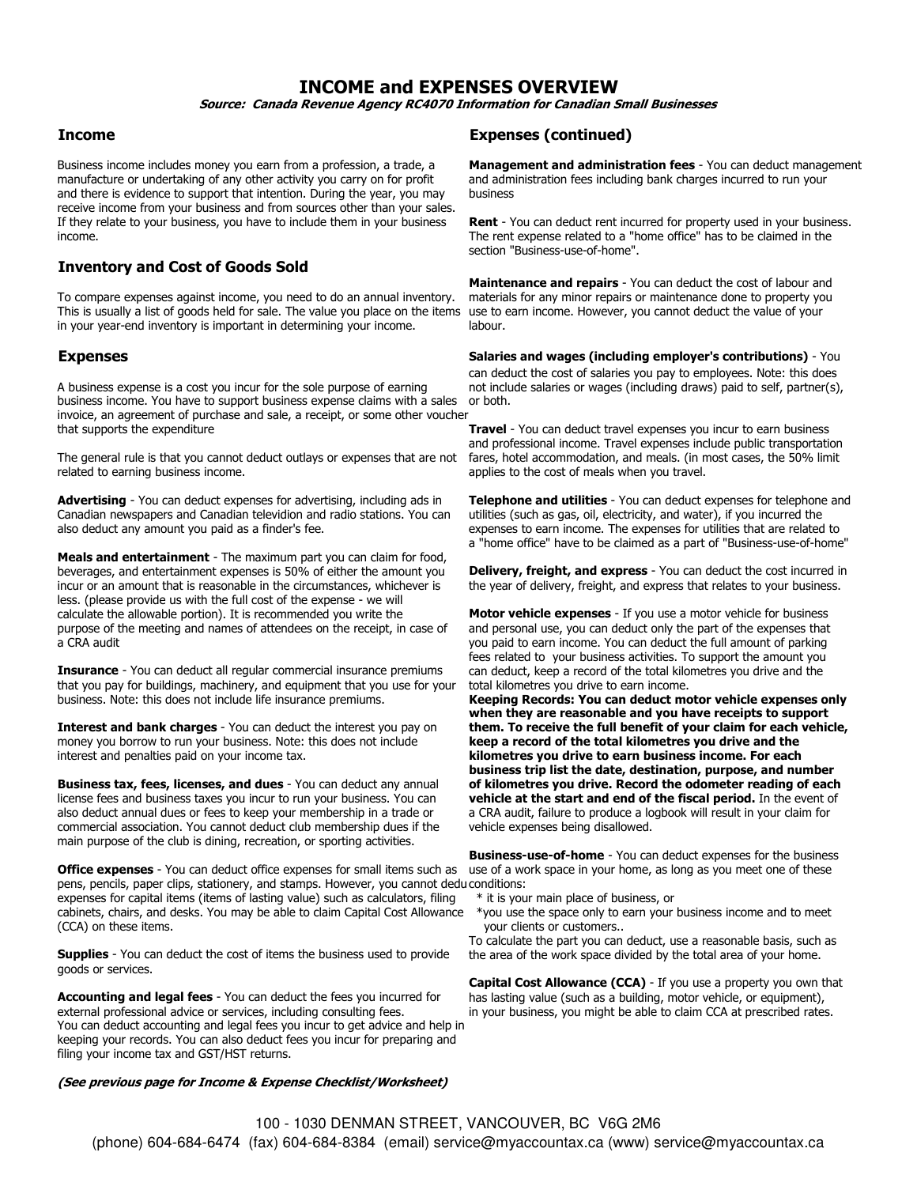# INCOME and EXPENSES OVERVIEW

***Source: Canada Revenue Agency RC4070 Information for Canadian Small Businesses***

## Income

Business income includes money you earn from a profession, a trade, a manufacture or undertaking of any other activity you carry on for profit and there is evidence to support that intention. During the year, you may receive income from your business and from sources other than your sales. If they relate to your business, you have to include them in your business income.

## Inventory and Cost of Goods Sold

To compare expenses against income, you need to do an annual inventory. This is usually a list of goods held for sale. The value you place on the items in your year-end inventory is important in determining your income.

## Expenses

A business expense is a cost you incur for the sole purpose of earning business income. You have to support business expense claims with a sales invoice, an agreement of purchase and sale, a receipt, or some other voucher that supports the expenditure

The general rule is that you cannot deduct outlays or expenses that are not related to earning business income.

**Advertising** - You can deduct expenses for advertising, including ads in Canadian newspapers and Canadian television and radio stations. You can also deduct any amount you paid as a finder's fee.

**Meals and entertainment** - The maximum part you can claim for food, beverages, and entertainment expenses is 50% of either the amount you incur or an amount that is reasonable in the circumstances, whichever is less. (please provide us with the full cost of the expense - we will calculate the allowable portion). It is recommended you write the purpose of the meeting and names of attendees on the receipt, in case of a CRA audit

**Insurance** - You can deduct all regular commercial insurance premiums that you pay for buildings, machinery, and equipment that you use for your business. Note: this does not include life insurance premiums.

**Interest and bank charges** - You can deduct the interest you pay on money you borrow to run your business. Note: this does not include interest and penalties paid on your income tax.

**Business tax, fees, licenses, and dues** - You can deduct any annual license fees and business taxes you incur to run your business. You can also deduct annual dues or fees to keep your membership in a trade or commercial association. You cannot deduct club membership dues if the main purpose of the club is dining, recreation, or sporting activities.

**Office expenses** - You can deduct office expenses for small items such as pens, pencils, paper clips, stationery, and stamps. However, you cannot deduct expenses for capital items (items of lasting value) such as calculators, filing cabinets, chairs, and desks. You may be able to claim Capital Cost Allowance (CCA) on these items.

**Supplies** - You can deduct the cost of items the business used to provide goods or services.

**Accounting and legal fees** - You can deduct the fees you incurred for external professional advice or services, including consulting fees. You can deduct accounting and legal fees you incur to get advice and help in keeping your records. You can also deduct fees you incur for preparing and filing your income tax and GST/HST returns.

***(See previous page for Income & Expense Checklist/Worksheet)***

## Expenses (continued)

**Management and administration fees** - You can deduct management and administration fees including bank charges incurred to run your business

**Rent** - You can deduct rent incurred for property used in your business. The rent expense related to a "home office" has to be claimed in the section "Business-use-of-home".

**Maintenance and repairs** - You can deduct the cost of labour and materials for any minor repairs or maintenance done to property you use to earn income. However, you cannot deduct the value of your labour.

**Salaries and wages (including employer's contributions)** - You can deduct the cost of salaries you pay to employees. Note: this does not include salaries or wages (including draws) paid to self, partner(s), or both.

**Travel** - You can deduct travel expenses you incur to earn business and professional income. Travel expenses include public transportation fares, hotel accommodation, and meals. (in most cases, the 50% limit applies to the cost of meals when you travel.

**Telephone and utilities** - You can deduct expenses for telephone and utilities (such as gas, oil, electricity, and water), if you incurred the expenses to earn income. The expenses for utilities that are related to a "home office" have to be claimed as a part of "Business-use-of-home"

**Delivery, freight, and express** - You can deduct the cost incurred in the year of delivery, freight, and express that relates to your business.

**Motor vehicle expenses** - If you use a motor vehicle for business and personal use, you can deduct only the part of the expenses that you paid to earn income. You can deduct the full amount of parking fees related to your business activities. To support the amount you can deduct, keep a record of the total kilometres you drive and the total kilometres you drive to earn income.
**Keeping Records: You can deduct motor vehicle expenses only when they are reasonable and you have receipts to support them. To receive the full benefit of your claim for each vehicle, keep a record of the total kilometres you drive and the kilometres you drive to earn business income. For each business trip list the date, destination, purpose, and number of kilometres you drive. Record the odometer reading of each vehicle at the start and end of the fiscal period.** In the event of a CRA audit, failure to produce a logbook will result in your claim for vehicle expenses being disallowed.

**Business-use-of-home** - You can deduct expenses for the business use of a work space in your home, as long as you meet one of these conditions:

* it is your main place of business, or
* you use the space only to earn your business income and to meet your clients or customers..

To calculate the part you can deduct, use a reasonable basis, such as the area of the work space divided by the total area of your home.

**Capital Cost Allowance (CCA)** - If you use a property you own that has lasting value (such as a building, motor vehicle, or equipment), in your business, you might be able to claim CCA at prescribed rates.

100 - 1030 DENMAN STREET, VANCOUVER, BC V6G 2M6
(phone) 604-684-6474 (fax) 604-684-8384 (email) service@myaccountax.ca (www) service@myaccountax.ca